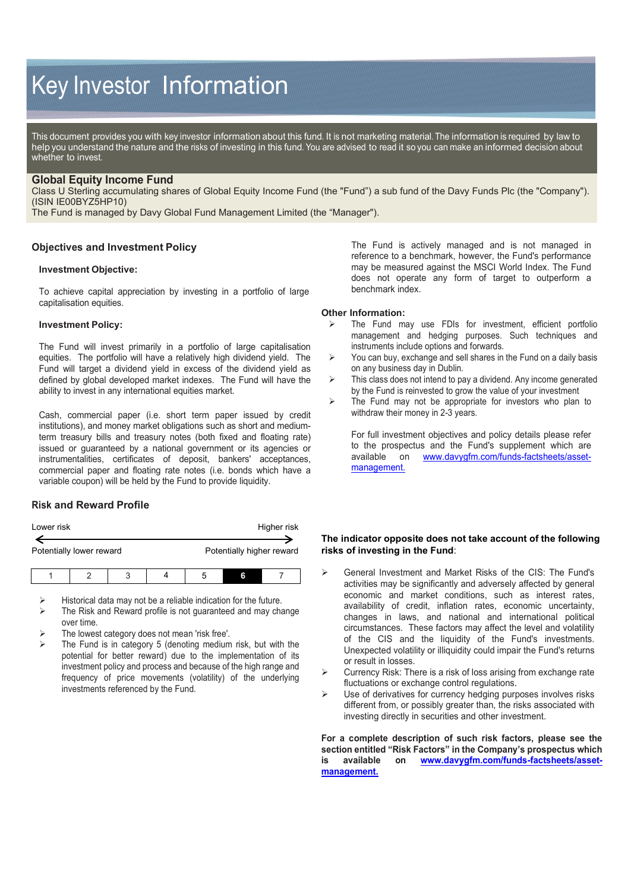# Key Investor Information

This document provides you with key investor information about this fund. It is not marketing material. The information is required by law to help you understand the nature and the risks of investing in this fund. You are advised to read it so you can make an informed decision about whether to invest.

## Global Equity Income Fund

Class U Sterling accumulating shares of Global Equity Income Fund (the "Fund") a sub fund of the Davy Funds Plc (the "Company"). (ISIN IE00BYZ5HP10)

The Fund is managed by Davy Global Fund Management Limited (the "Manager").

### Objectives and Investment Policy

**Investment Objective:**

To achieve capital appreciation by investing in a portfolio of large capitalisation equities.

**Investment Policy:**

The Fund will invest primarily in a portfolio of large capitalisation equities. The portfolio will have a relatively high dividend yield. The Fund will target a dividend yield in excess of the dividend yield as defined by global developed market indexes. The Fund will have the ability to invest in any international equities market.

Cash, commercial paper (i.e. short term paper issued by credit institutions), and money market obligations such as short and medium-term treasury bills and treasury notes (both fixed and floating rate) issued or guaranteed by a national government or its agencies or instrumentalities, certificates of deposit, bankers' acceptances, commercial paper and floating rate notes (i.e. bonds which have a variable coupon) will be held by the Fund to provide liquidity.

The Fund is actively managed and is not managed in reference to a benchmark, however, the Fund's performance may be measured against the MSCI World Index. The Fund does not operate any form of target to outperform a benchmark index.

**Other Information:**

- The Fund may use FDIs for investment, efficient portfolio management and hedging purposes. Such techniques and instruments include options and forwards.
- You can buy, exchange and sell shares in the Fund on a daily basis on any business day in Dublin.
- This class does not intend to pay a dividend. Any income generated by the Fund is reinvested to grow the value of your investment
- The Fund may not be appropriate for investors who plan to withdraw their money in 2-3 years.

For full investment objectives and policy details please refer to the prospectus and the Fund's supplement which are available on www.davygfm.com/funds-factsheets/asset-management.

### Risk and Reward Profile

Lower risk ← → Higher risk

Potentially lower reward — Potentially higher reward

| 1 | 2 | 3 | 4 | 5 | **6** | 7 |
|---|---|---|---|---|---|---|

- Historical data may not be a reliable indication for the future.
- The Risk and Reward profile is not guaranteed and may change over time.
- The lowest category does not mean 'risk free'.
- The Fund is in category 5 (denoting medium risk, but with the potential for better reward) due to the implementation of its investment policy and process and because of the high range and frequency of price movements (volatility) of the underlying investments referenced by the Fund.

**The indicator opposite does not take account of the following risks of investing in the Fund**:

- General Investment and Market Risks of the CIS: The Fund's activities may be significantly and adversely affected by general economic and market conditions, such as interest rates, availability of credit, inflation rates, economic uncertainty, changes in laws, and national and international political circumstances. These factors may affect the level and volatility of the CIS and the liquidity of the Fund's investments. Unexpected volatility or illiquidity could impair the Fund's returns or result in losses.
- Currency Risk: There is a risk of loss arising from exchange rate fluctuations or exchange control regulations.
- Use of derivatives for currency hedging purposes involves risks different from, or possibly greater than, the risks associated with investing directly in securities and other investment.

**For a complete description of such risk factors, please see the section entitled "Risk Factors" in the Company's prospectus which is available on www.davygfm.com/funds-factsheets/asset-management.**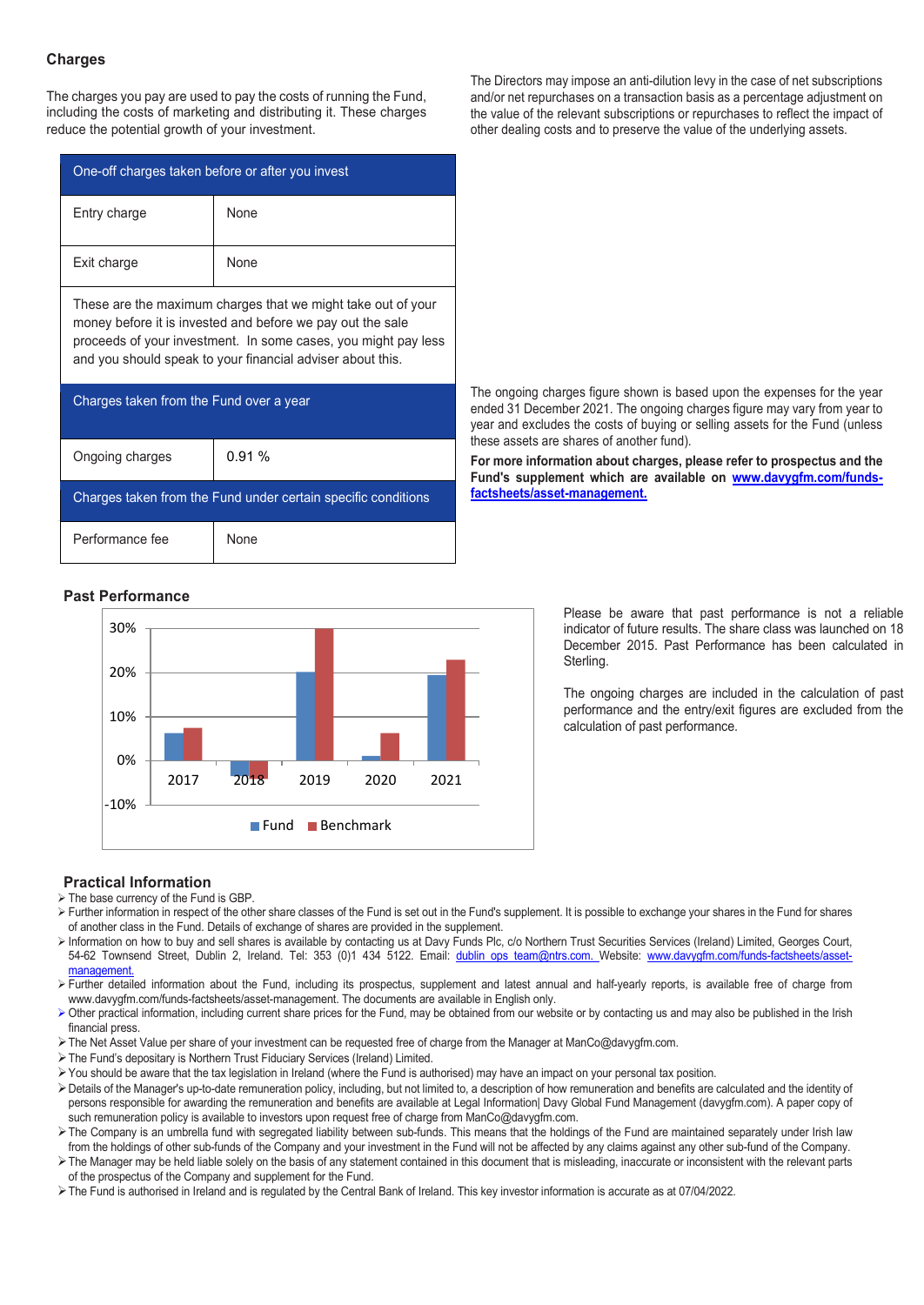## Charges

The charges you pay are used to pay the costs of running the Fund, including the costs of marketing and distributing it. These charges reduce the potential growth of your investment.

| One-off charges taken before or after you invest | |
|---|---|
| Entry charge | None |
| Exit charge | None |
| These are the maximum charges that we might take out of your money before it is invested and before we pay out the sale proceeds of your investment. In some cases, you might pay less and you should speak to your financial adviser about this. | |
| **Charges taken from the Fund over a year** | |
| Ongoing charges | 0.91 % |
| **Charges taken from the Fund under certain specific conditions** | |
| Performance fee | None |

The Directors may impose an anti-dilution levy in the case of net subscriptions and/or net repurchases on a transaction basis as a percentage adjustment on the value of the relevant subscriptions or repurchases to reflect the impact of other dealing costs and to preserve the value of the underlying assets.

The ongoing charges figure shown is based upon the expenses for the year ended 31 December 2021. The ongoing charges figure may vary from year to year and excludes the costs of buying or selling assets for the Fund (unless these assets are shares of another fund).

**For more information about charges, please refer to prospectus and the Fund's supplement which are available on www.davygfm.com/funds-factsheets/asset-management.**

## Past Performance

30%
20%
10%
0%
-10%
2017 2018 2019 2020 2021
Fund Benchmark

Please be aware that past performance is not a reliable indicator of future results. The share class was launched on 18 December 2015. Past Performance has been calculated in Sterling.

The ongoing charges are included in the calculation of past performance and the entry/exit figures are excluded from the calculation of past performance.

## Practical Information

- The base currency of the Fund is GBP.
- Further information in respect of the other share classes of the Fund is set out in the Fund's supplement. It is possible to exchange your shares in the Fund for shares of another class in the Fund. Details of exchange of shares are provided in the supplement.
- Information on how to buy and sell shares is available by contacting us at Davy Funds Plc, c/o Northern Trust Securities Services (Ireland) Limited, Georges Court, 54-62 Townsend Street, Dublin 2, Ireland. Tel: 353 (0)1 434 5122. Email: dublin_ops_team@ntrs.com. Website: www.davygfm.com/funds-factsheets/asset-management.
- Further detailed information about the Fund, including its prospectus, supplement and latest annual and half-yearly reports, is available free of charge from www.davygfm.com/funds-factsheets/asset-management. The documents are available in English only.
- Other practical information, including current share prices for the Fund, may be obtained from our website or by contacting us and may also be published in the Irish financial press.
- The Net Asset Value per share of your investment can be requested free of charge from the Manager at ManCo@davygfm.com.
- The Fund's depositary is Northern Trust Fiduciary Services (Ireland) Limited.
- You should be aware that the tax legislation in Ireland (where the Fund is authorised) may have an impact on your personal tax position.
- Details of the Manager's up-to-date remuneration policy, including, but not limited to, a description of how remuneration and benefits are calculated and the identity of persons responsible for awarding the remuneration and benefits are available at Legal Information| Davy Global Fund Management (davygfm.com). A paper copy of such remuneration policy is available to investors upon request free of charge from ManCo@davygfm.com.
- The Company is an umbrella fund with segregated liability between sub-funds. This means that the holdings of the Fund are maintained separately under Irish law from the holdings of other sub-funds of the Company and your investment in the Fund will not be affected by any claims against any other sub-fund of the Company.
- The Manager may be held liable solely on the basis of any statement contained in this document that is misleading, inaccurate or inconsistent with the relevant parts of the prospectus of the Company and supplement for the Fund.
- The Fund is authorised in Ireland and is regulated by the Central Bank of Ireland. This key investor information is accurate as at 07/04/2022.